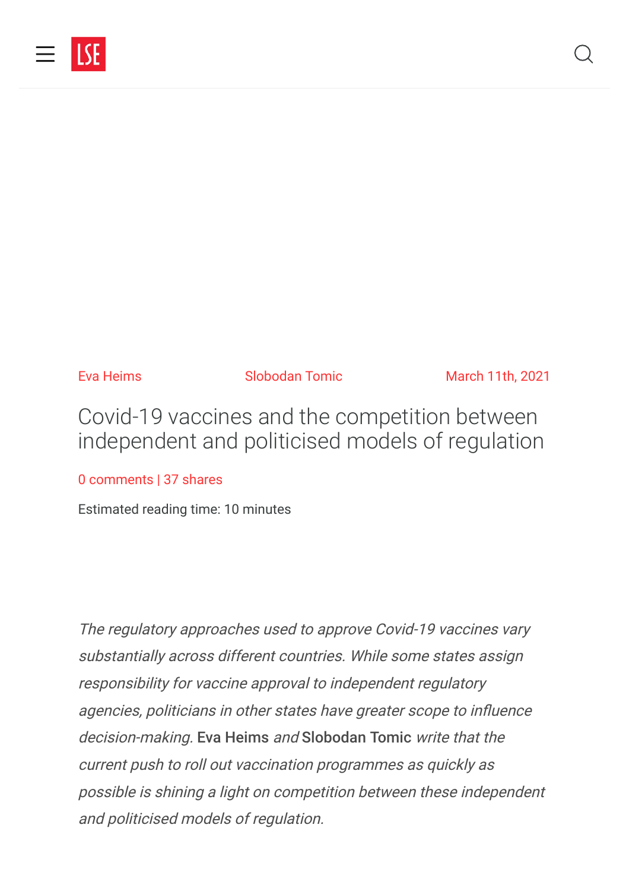Eva Heims Slobodan Tomic March 11th, 2021

# Covid-19 vaccines and the competition between independent and politicised models of regulation

0 comments | 37 shares

Estimated reading time: 10 minutes

*The regulatory approaches used to approve Covid-19 vaccines vary substantially across different countries. While some states assign responsibility for vaccine approval to independent regulatory agencies, politicians in other states have greater scope to influence decision-making.* **Eva Heims** *and* **Slobodan Tomic** *write that the current push to roll out vaccination programmes as quickly as possible is shining a light on competition between these independent and politicised models of regulation.*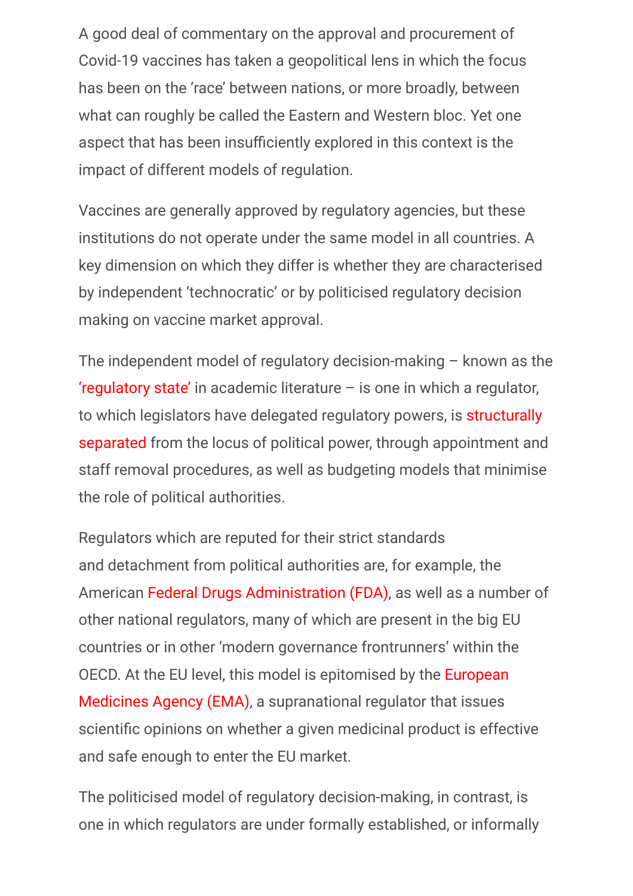A good deal of commentary on the approval and procurement of Covid-19 vaccines has taken a geopolitical lens in which the focus has been on the 'race' between nations, or more broadly, between what can roughly be called the Eastern and Western bloc. Yet one aspect that has been insufficiently explored in this context is the impact of different models of regulation.

Vaccines are generally approved by regulatory agencies, but these institutions do not operate under the same model in all countries. A key dimension on which they differ is whether they are characterised by independent 'technocratic' or by politicised regulatory decision making on vaccine market approval.

The independent model of regulatory decision-making – known as the 'regulatory state' in academic literature – is one in which a regulator, to which legislators have delegated regulatory powers, is structurally separated from the locus of political power, through appointment and staff removal procedures, as well as budgeting models that minimise the role of political authorities.

Regulators which are reputed for their strict standards and detachment from political authorities are, for example, the American Federal Drugs Administration (FDA), as well as a number of other national regulators, many of which are present in the big EU countries or in other 'modern governance frontrunners' within the OECD. At the EU level, this model is epitomised by the European Medicines Agency (EMA), a supranational regulator that issues scientific opinions on whether a given medicinal product is effective and safe enough to enter the EU market.

The politicised model of regulatory decision-making, in contrast, is one in which regulators are under formally established, or informally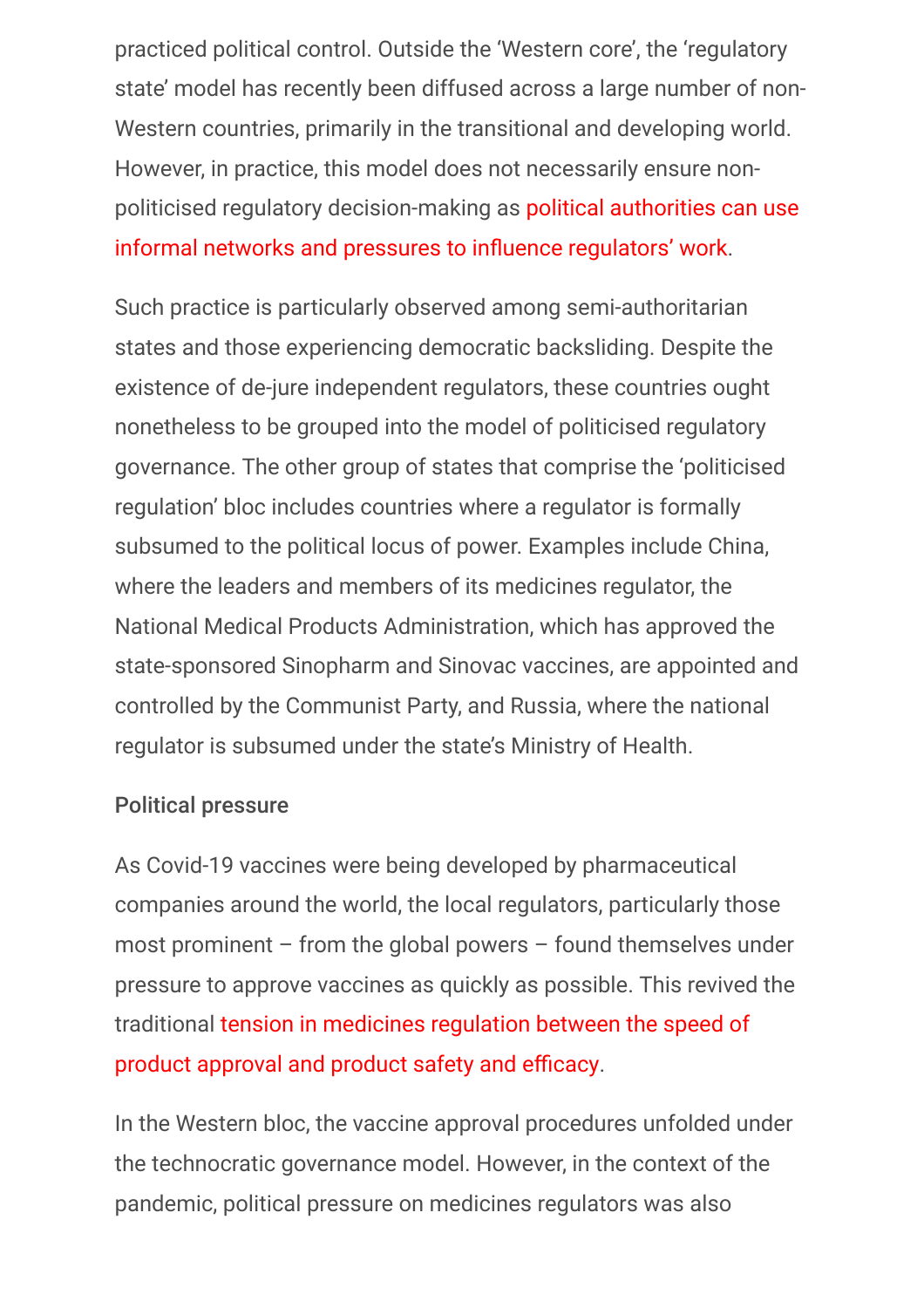practiced political control. Outside the 'Western core', the 'regulatory state' model has recently been diffused across a large number of non-Western countries, primarily in the transitional and developing world. However, in practice, this model does not necessarily ensure non-politicised regulatory decision-making as political authorities can use informal networks and pressures to influence regulators' work.

Such practice is particularly observed among semi-authoritarian states and those experiencing democratic backsliding. Despite the existence of de-jure independent regulators, these countries ought nonetheless to be grouped into the model of politicised regulatory governance. The other group of states that comprise the 'politicised regulation' bloc includes countries where a regulator is formally subsumed to the political locus of power. Examples include China, where the leaders and members of its medicines regulator, the National Medical Products Administration, which has approved the state-sponsored Sinopharm and Sinovac vaccines, are appointed and controlled by the Communist Party, and Russia, where the national regulator is subsumed under the state's Ministry of Health.

### Political pressure

As Covid-19 vaccines were being developed by pharmaceutical companies around the world, the local regulators, particularly those most prominent – from the global powers – found themselves under pressure to approve vaccines as quickly as possible. This revived the traditional tension in medicines regulation between the speed of product approval and product safety and efficacy.

In the Western bloc, the vaccine approval procedures unfolded under the technocratic governance model. However, in the context of the pandemic, political pressure on medicines regulators was also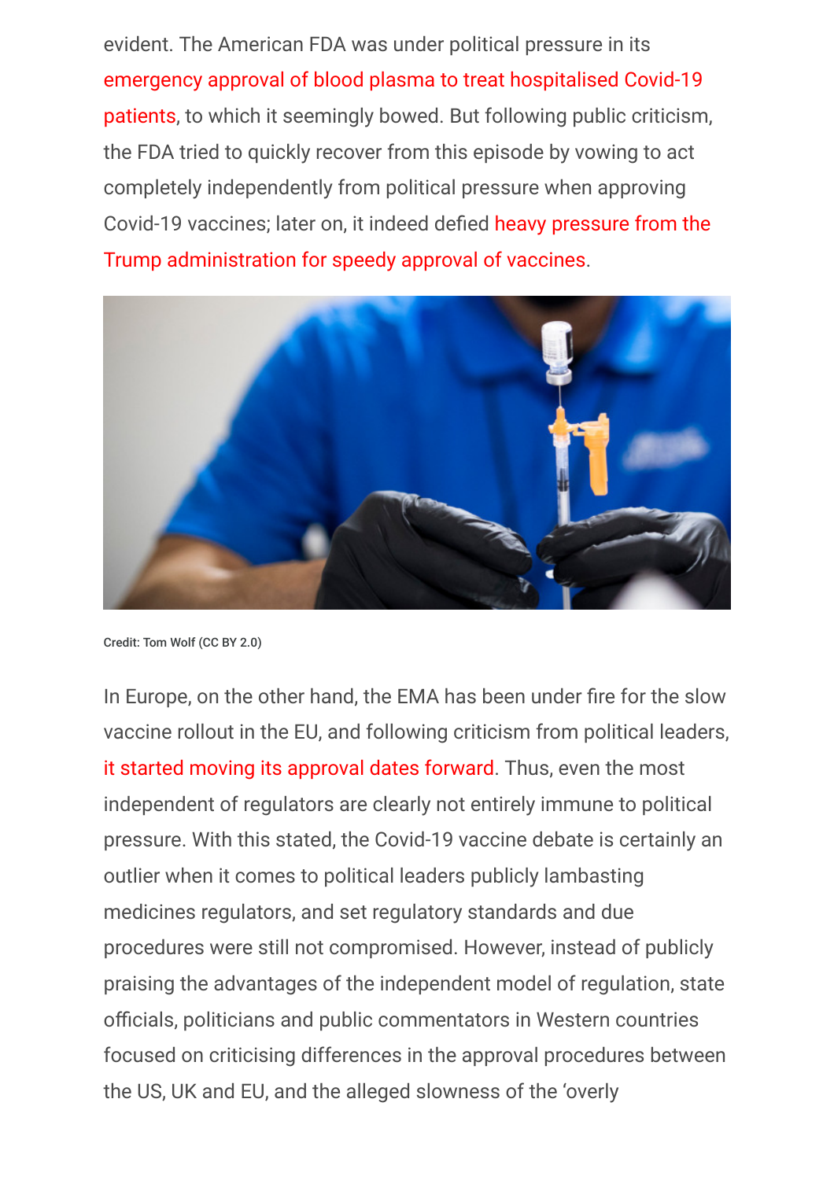evident. The American FDA was under political pressure in its emergency approval of blood plasma to treat hospitalised Covid-19 patients, to which it seemingly bowed. But following public criticism, the FDA tried to quickly recover from this episode by vowing to act completely independently from political pressure when approving Covid-19 vaccines; later on, it indeed defied heavy pressure from the Trump administration for speedy approval of vaccines.

Credit: Tom Wolf (CC BY 2.0)

In Europe, on the other hand, the EMA has been under fire for the slow vaccine rollout in the EU, and following criticism from political leaders, it started moving its approval dates forward. Thus, even the most independent of regulators are clearly not entirely immune to political pressure. With this stated, the Covid-19 vaccine debate is certainly an outlier when it comes to political leaders publicly lambasting medicines regulators, and set regulatory standards and due procedures were still not compromised. However, instead of publicly praising the advantages of the independent model of regulation, state officials, politicians and public commentators in Western countries focused on criticising differences in the approval procedures between the US, UK and EU, and the alleged slowness of the 'overly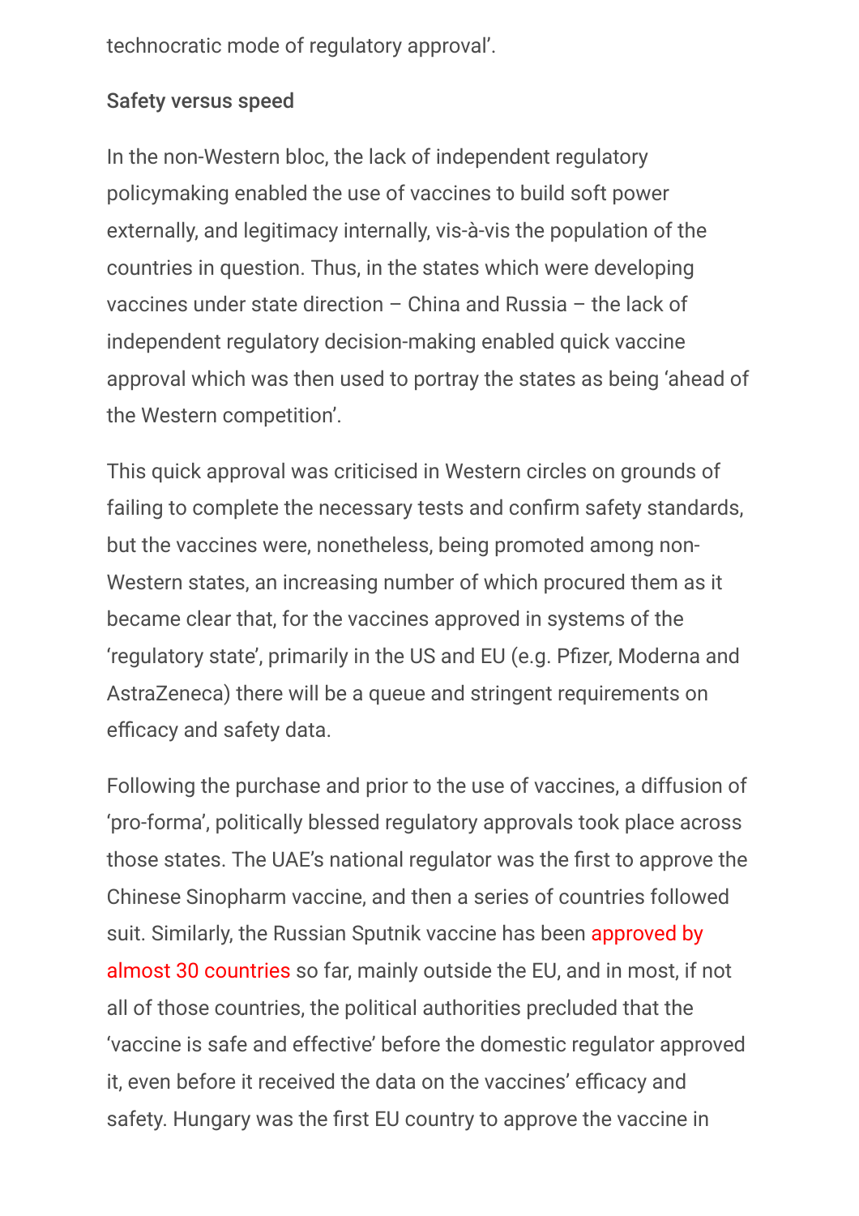technocratic mode of regulatory approval'.

### Safety versus speed

In the non-Western bloc, the lack of independent regulatory policymaking enabled the use of vaccines to build soft power externally, and legitimacy internally, vis-à-vis the population of the countries in question. Thus, in the states which were developing vaccines under state direction – China and Russia – the lack of independent regulatory decision-making enabled quick vaccine approval which was then used to portray the states as being 'ahead of the Western competition'.

This quick approval was criticised in Western circles on grounds of failing to complete the necessary tests and confirm safety standards, but the vaccines were, nonetheless, being promoted among non-Western states, an increasing number of which procured them as it became clear that, for the vaccines approved in systems of the 'regulatory state', primarily in the US and EU (e.g. Pfizer, Moderna and AstraZeneca) there will be a queue and stringent requirements on efficacy and safety data.

Following the purchase and prior to the use of vaccines, a diffusion of 'pro-forma', politically blessed regulatory approvals took place across those states. The UAE's national regulator was the first to approve the Chinese Sinopharm vaccine, and then a series of countries followed suit. Similarly, the Russian Sputnik vaccine has been approved by almost 30 countries so far, mainly outside the EU, and in most, if not all of those countries, the political authorities precluded that the 'vaccine is safe and effective' before the domestic regulator approved it, even before it received the data on the vaccines' efficacy and safety. Hungary was the first EU country to approve the vaccine in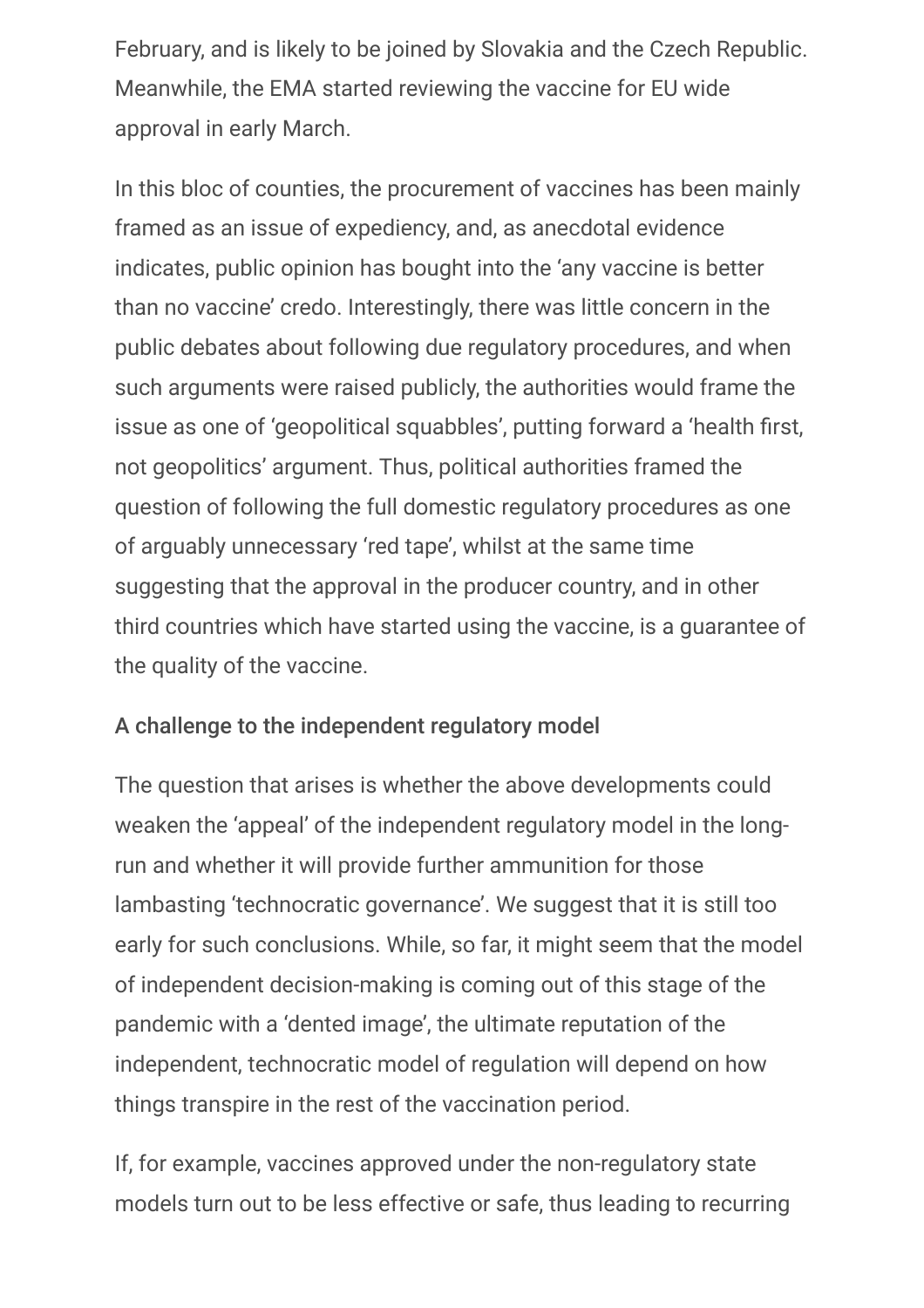February, and is likely to be joined by Slovakia and the Czech Republic. Meanwhile, the EMA started reviewing the vaccine for EU wide approval in early March.

In this bloc of counties, the procurement of vaccines has been mainly framed as an issue of expediency, and, as anecdotal evidence indicates, public opinion has bought into the 'any vaccine is better than no vaccine' credo. Interestingly, there was little concern in the public debates about following due regulatory procedures, and when such arguments were raised publicly, the authorities would frame the issue as one of 'geopolitical squabbles', putting forward a 'health first, not geopolitics' argument. Thus, political authorities framed the question of following the full domestic regulatory procedures as one of arguably unnecessary 'red tape', whilst at the same time suggesting that the approval in the producer country, and in other third countries which have started using the vaccine, is a guarantee of the quality of the vaccine.

### A challenge to the independent regulatory model

The question that arises is whether the above developments could weaken the 'appeal' of the independent regulatory model in the long-run and whether it will provide further ammunition for those lambasting 'technocratic governance'. We suggest that it is still too early for such conclusions. While, so far, it might seem that the model of independent decision-making is coming out of this stage of the pandemic with a 'dented image', the ultimate reputation of the independent, technocratic model of regulation will depend on how things transpire in the rest of the vaccination period.

If, for example, vaccines approved under the non-regulatory state models turn out to be less effective or safe, thus leading to recurring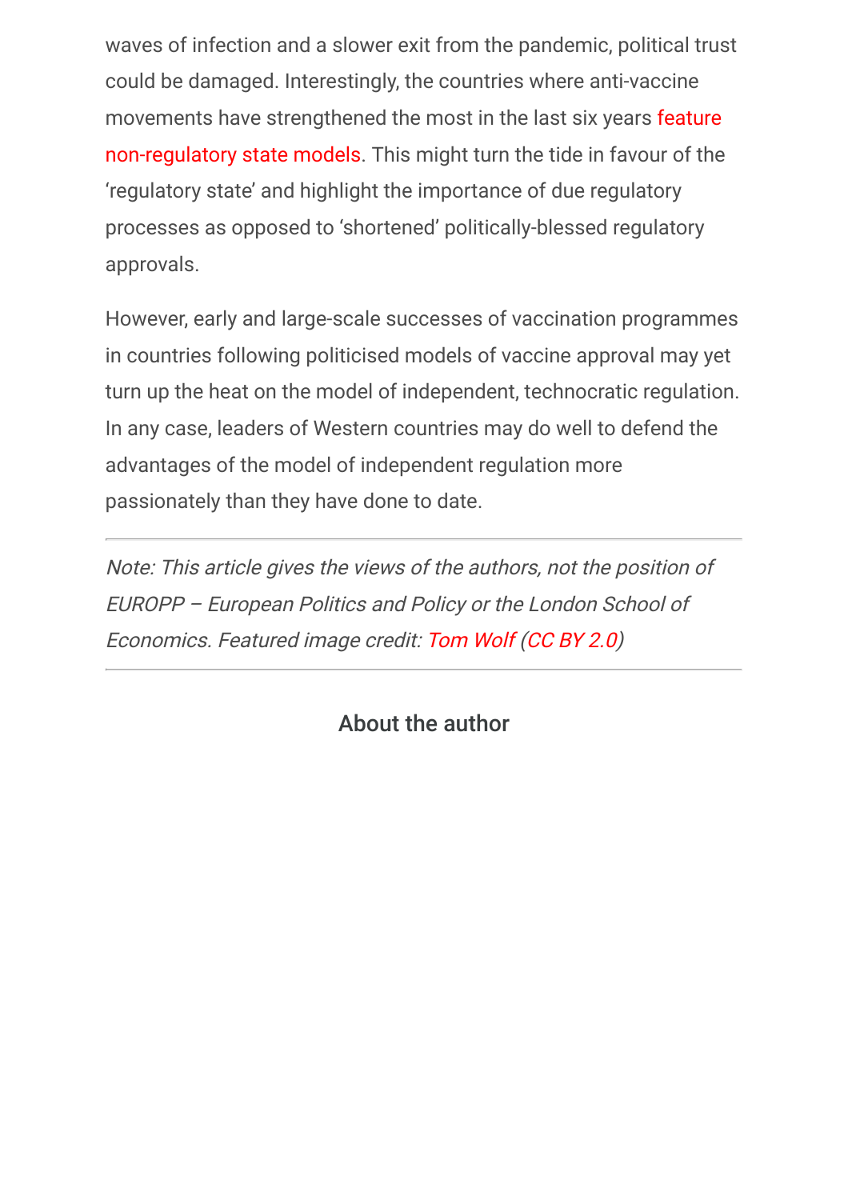waves of infection and a slower exit from the pandemic, political trust could be damaged. Interestingly, the countries where anti-vaccine movements have strengthened the most in the last six years feature non-regulatory state models. This might turn the tide in favour of the 'regulatory state' and highlight the importance of due regulatory processes as opposed to 'shortened' politically-blessed regulatory approvals.

However, early and large-scale successes of vaccination programmes in countries following politicised models of vaccine approval may yet turn up the heat on the model of independent, technocratic regulation. In any case, leaders of Western countries may do well to defend the advantages of the model of independent regulation more passionately than they have done to date.

---

*Note: This article gives the views of the authors, not the position of EUROPP – European Politics and Policy or the London School of Economics. Featured image credit: Tom Wolf (CC BY 2.0)*

---

## About the author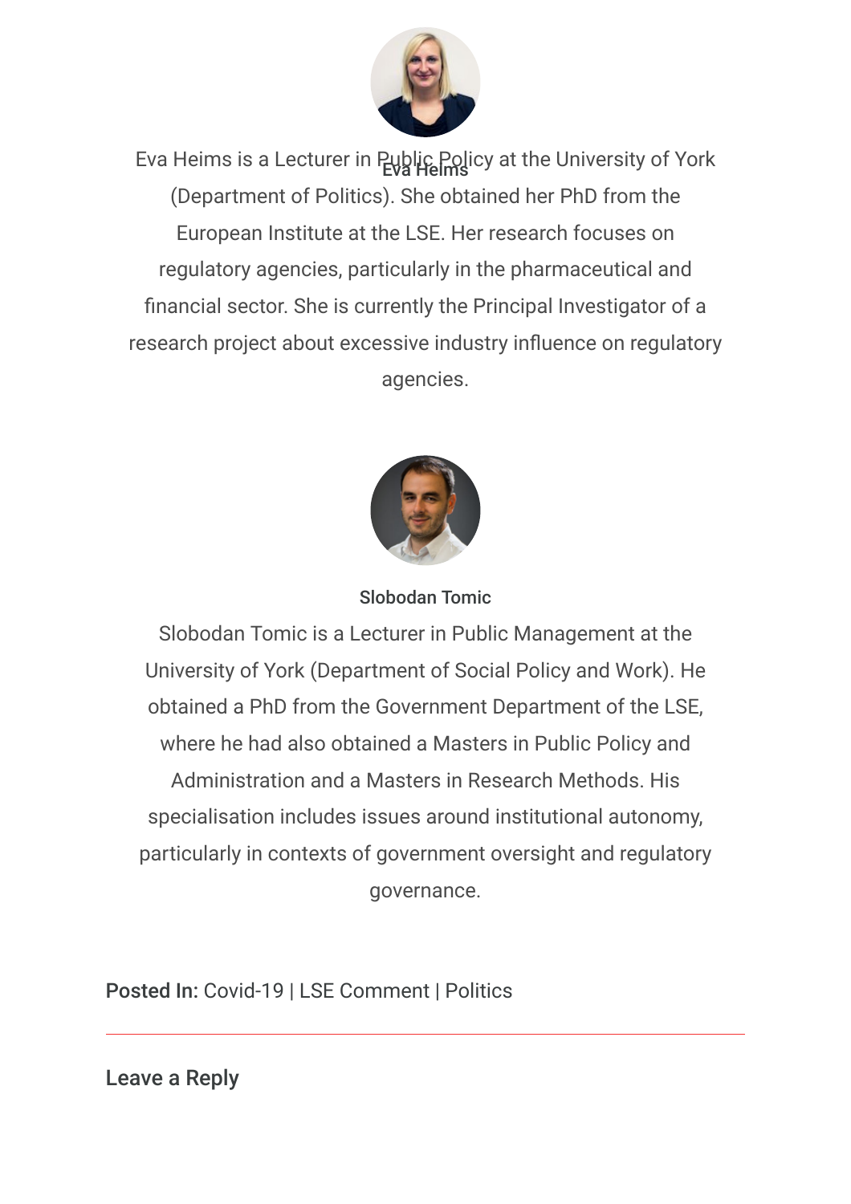**Eva Heims**

Eva Heims is a Lecturer in Public Policy at the University of York (Department of Politics). She obtained her PhD from the European Institute at the LSE. Her research focuses on regulatory agencies, particularly in the pharmaceutical and financial sector. She is currently the Principal Investigator of a research project about excessive industry influence on regulatory agencies.

**Slobodan Tomic**

Slobodan Tomic is a Lecturer in Public Management at the University of York (Department of Social Policy and Work). He obtained a PhD from the Government Department of the LSE, where he had also obtained a Masters in Public Policy and Administration and a Masters in Research Methods. His specialisation includes issues around institutional autonomy, particularly in contexts of government oversight and regulatory governance.

**Posted In:** Covid-19 | LSE Comment | Politics

---

## Leave a Reply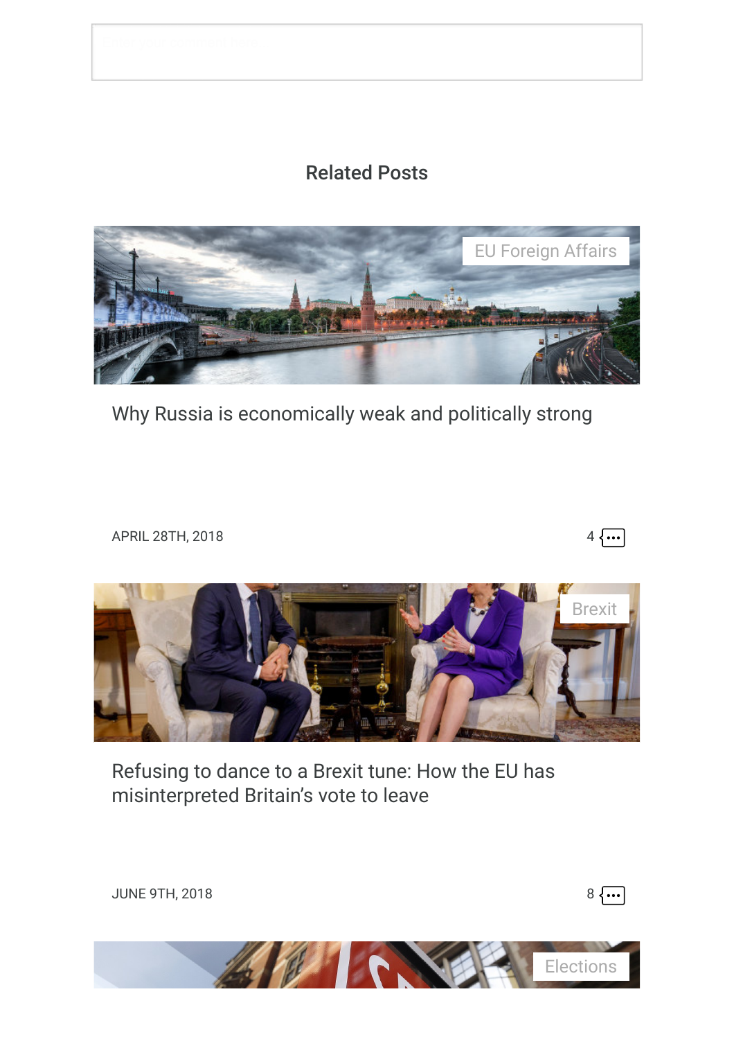## Related Posts

EU Foreign Affairs

Why Russia is economically weak and politically strong

APRIL 28TH, 2018

4

Brexit

Refusing to dance to a Brexit tune: How the EU has misinterpreted Britain's vote to leave

JUNE 9TH, 2018

8

Elections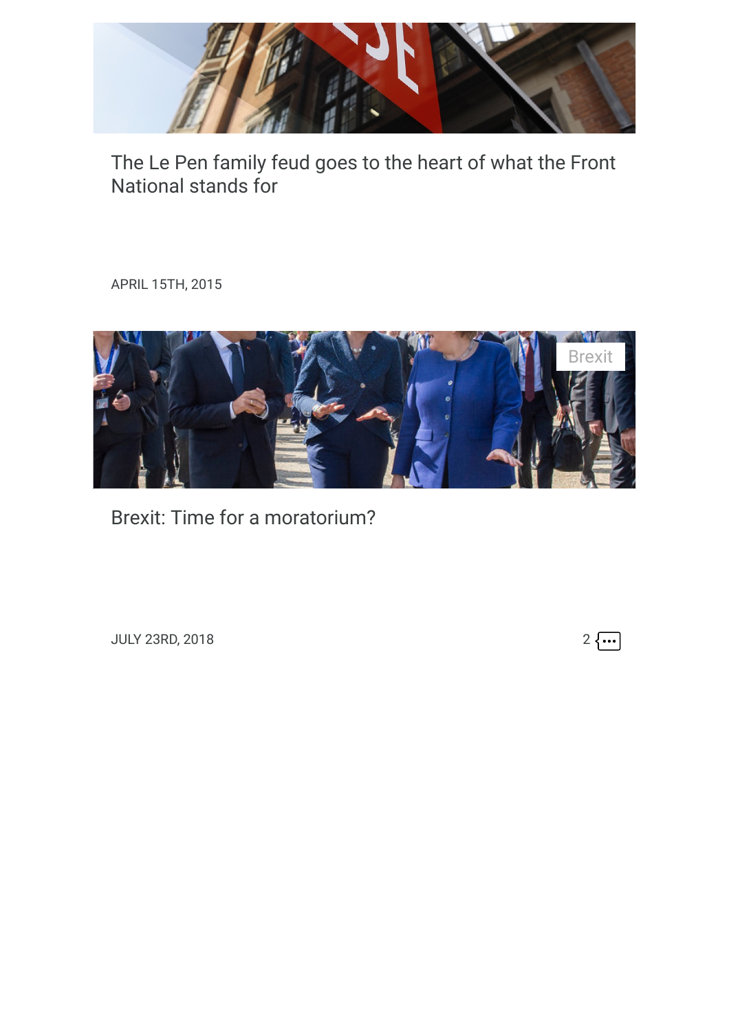The Le Pen family feud goes to the heart of what the Front National stands for

APRIL 15TH, 2015

Brexit

Brexit: Time for a moratorium?

JULY 23RD, 2018

2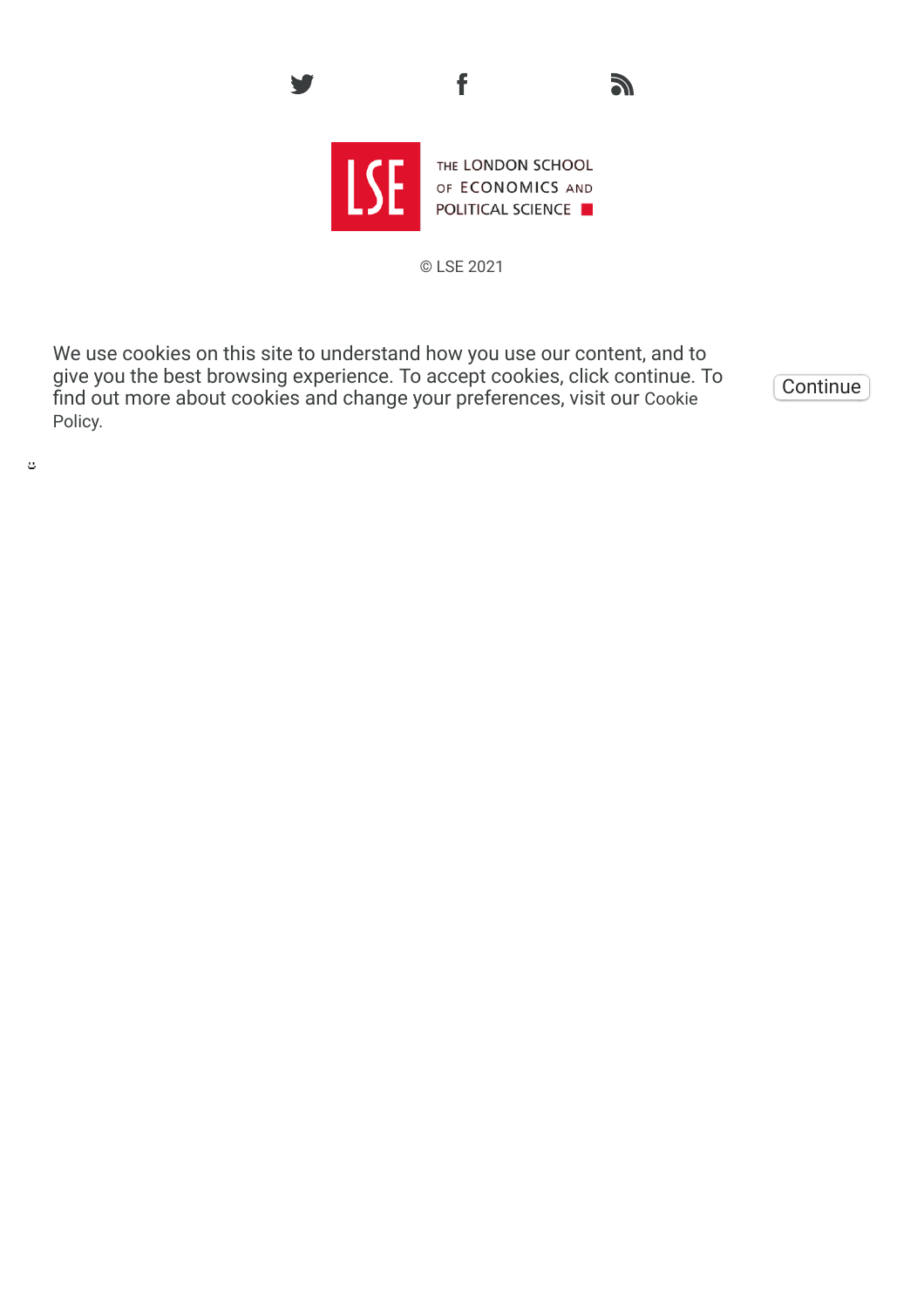THE LONDON SCHOOL OF ECONOMICS AND POLITICAL SCIENCE

© LSE 2021

We use cookies on this site to understand how you use our content, and to give you the best browsing experience. To accept cookies, click continue. To find out more about cookies and change your preferences, visit our Cookie Policy.

Continue